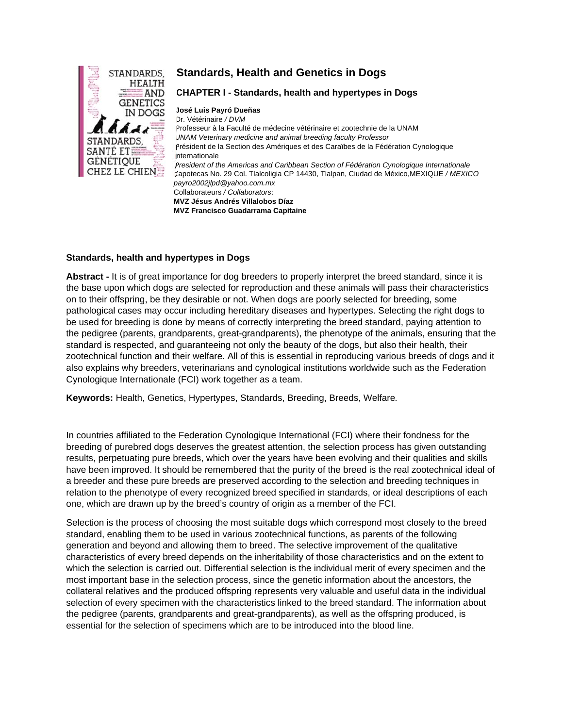# Standards, Health and Genetics in Dogs

## CHAPTER I - Standards, health and hypertypes in Dogs

**José Luis Payró Dueñas**
Dr. Vétérinaire / *DVM*
Professeur à la Faculté de médecine vétérinaire et zootechnie de la UNAM
*UNAM Veterinary medicine and animal breeding faculty Professor*
Président de la Section des Amériques et des Caraïbes de la Fédération Cynologique Internationale
*President of the Americas and Caribbean Section of Fédération Cynologique Internationale*
Zapotecas No. 29 Col. Tlalcoligia CP 14430, Tlalpan, Ciudad de México,MEXIQUE / *MEXICO*
*payro2002jlpd@yahoo.com.mx*
Collaborateurs / *Collaborators*:
**MVZ Jésus Andrés Villalobos Díaz**
**MVZ Francisco Guadarrama Capitaine**

### Standards, health and hypertypes in Dogs

**Abstract -** It is of great importance for dog breeders to properly interpret the breed standard, since it is the base upon which dogs are selected for reproduction and these animals will pass their characteristics on to their offspring, be they desirable or not. When dogs are poorly selected for breeding, some pathological cases may occur including hereditary diseases and hypertypes. Selecting the right dogs to be used for breeding is done by means of correctly interpreting the breed standard, paying attention to the pedigree (parents, grandparents, great-grandparents), the phenotype of the animals, ensuring that the standard is respected, and guaranteeing not only the beauty of the dogs, but also their health, their zootechnical function and their welfare. All of this is essential in reproducing various breeds of dogs and it also explains why breeders, veterinarians and cynological institutions worldwide such as the Federation Cynologique Internationale (FCI) work together as a team.

**Keywords:** Health, Genetics, Hypertypes, Standards, Breeding, Breeds, Welfare.

In countries affiliated to the Federation Cynologique International (FCI) where their fondness for the breeding of purebred dogs deserves the greatest attention, the selection process has given outstanding results, perpetuating pure breeds, which over the years have been evolving and their qualities and skills have been improved. It should be remembered that the purity of the breed is the real zootechnical ideal of a breeder and these pure breeds are preserved according to the selection and breeding techniques in relation to the phenotype of every recognized breed specified in standards, or ideal descriptions of each one, which are drawn up by the breed's country of origin as a member of the FCI.

Selection is the process of choosing the most suitable dogs which correspond most closely to the breed standard, enabling them to be used in various zootechnical functions, as parents of the following generation and beyond and allowing them to breed. The selective improvement of the qualitative characteristics of every breed depends on the inheritability of those characteristics and on the extent to which the selection is carried out. Differential selection is the individual merit of every specimen and the most important base in the selection process, since the genetic information about the ancestors, the collateral relatives and the produced offspring represents very valuable and useful data in the individual selection of every specimen with the characteristics linked to the breed standard. The information about the pedigree (parents, grandparents and great-grandparents), as well as the offspring produced, is essential for the selection of specimens which are to be introduced into the blood line.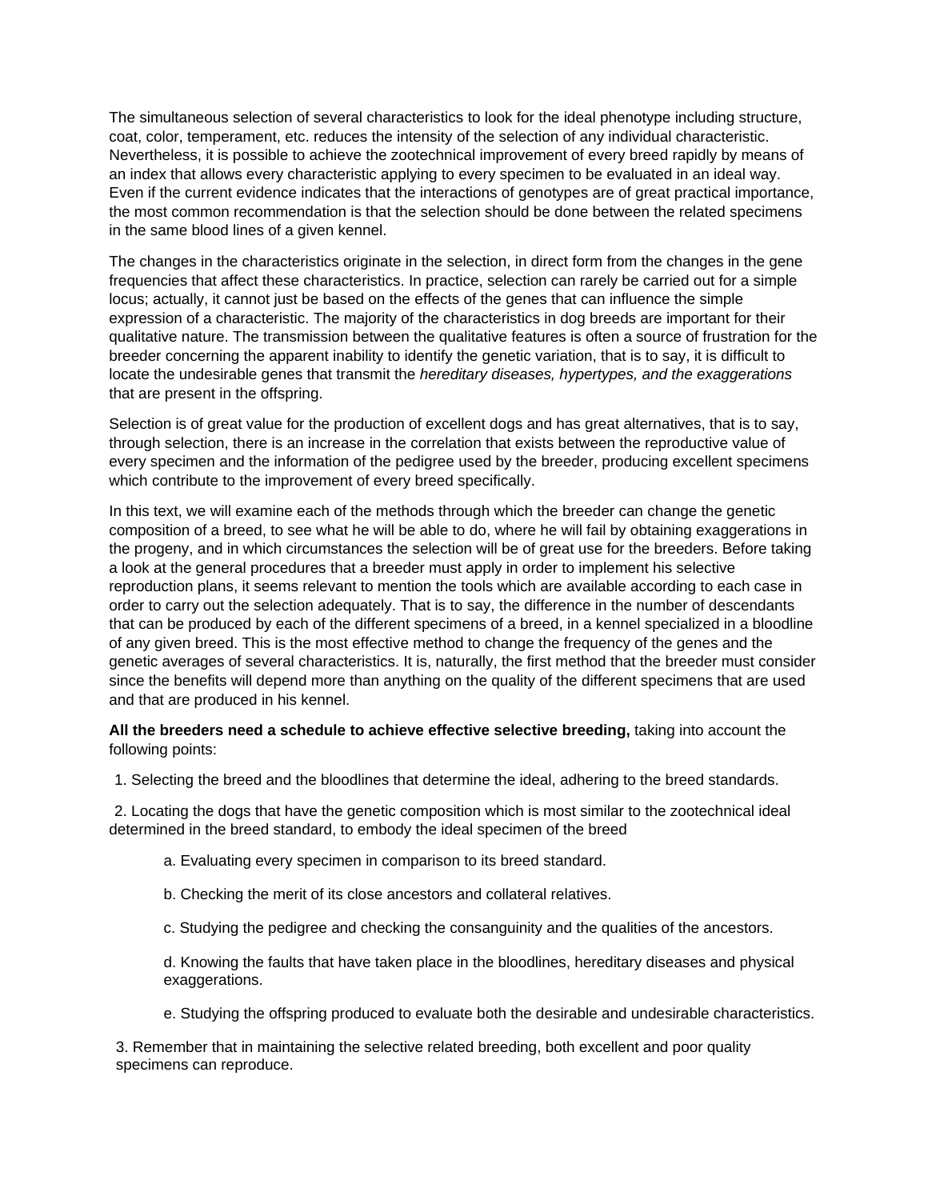The simultaneous selection of several characteristics to look for the ideal phenotype including structure, coat, color, temperament, etc. reduces the intensity of the selection of any individual characteristic. Nevertheless, it is possible to achieve the zootechnical improvement of every breed rapidly by means of an index that allows every characteristic applying to every specimen to be evaluated in an ideal way. Even if the current evidence indicates that the interactions of genotypes are of great practical importance, the most common recommendation is that the selection should be done between the related specimens in the same blood lines of a given kennel.

The changes in the characteristics originate in the selection, in direct form from the changes in the gene frequencies that affect these characteristics. In practice, selection can rarely be carried out for a simple locus; actually, it cannot just be based on the effects of the genes that can influence the simple expression of a characteristic. The majority of the characteristics in dog breeds are important for their qualitative nature. The transmission between the qualitative features is often a source of frustration for the breeder concerning the apparent inability to identify the genetic variation, that is to say, it is difficult to locate the undesirable genes that transmit the *hereditary diseases, hypertypes, and the exaggerations* that are present in the offspring.

Selection is of great value for the production of excellent dogs and has great alternatives, that is to say, through selection, there is an increase in the correlation that exists between the reproductive value of every specimen and the information of the pedigree used by the breeder, producing excellent specimens which contribute to the improvement of every breed specifically.

In this text, we will examine each of the methods through which the breeder can change the genetic composition of a breed, to see what he will be able to do, where he will fail by obtaining exaggerations in the progeny, and in which circumstances the selection will be of great use for the breeders. Before taking a look at the general procedures that a breeder must apply in order to implement his selective reproduction plans, it seems relevant to mention the tools which are available according to each case in order to carry out the selection adequately. That is to say, the difference in the number of descendants that can be produced by each of the different specimens of a breed, in a kennel specialized in a bloodline of any given breed. This is the most effective method to change the frequency of the genes and the genetic averages of several characteristics. It is, naturally, the first method that the breeder must consider since the benefits will depend more than anything on the quality of the different specimens that are used and that are produced in his kennel.

**All the breeders need a schedule to achieve effective selective breeding,** taking into account the following points:

1. Selecting the breed and the bloodlines that determine the ideal, adhering to the breed standards.

2. Locating the dogs that have the genetic composition which is most similar to the zootechnical ideal determined in the breed standard, to embody the ideal specimen of the breed

    a. Evaluating every specimen in comparison to its breed standard.

    b. Checking the merit of its close ancestors and collateral relatives.

    c. Studying the pedigree and checking the consanguinity and the qualities of the ancestors.

    d. Knowing the faults that have taken place in the bloodlines, hereditary diseases and physical exaggerations.

    e. Studying the offspring produced to evaluate both the desirable and undesirable characteristics.

3. Remember that in maintaining the selective related breeding, both excellent and poor quality specimens can reproduce.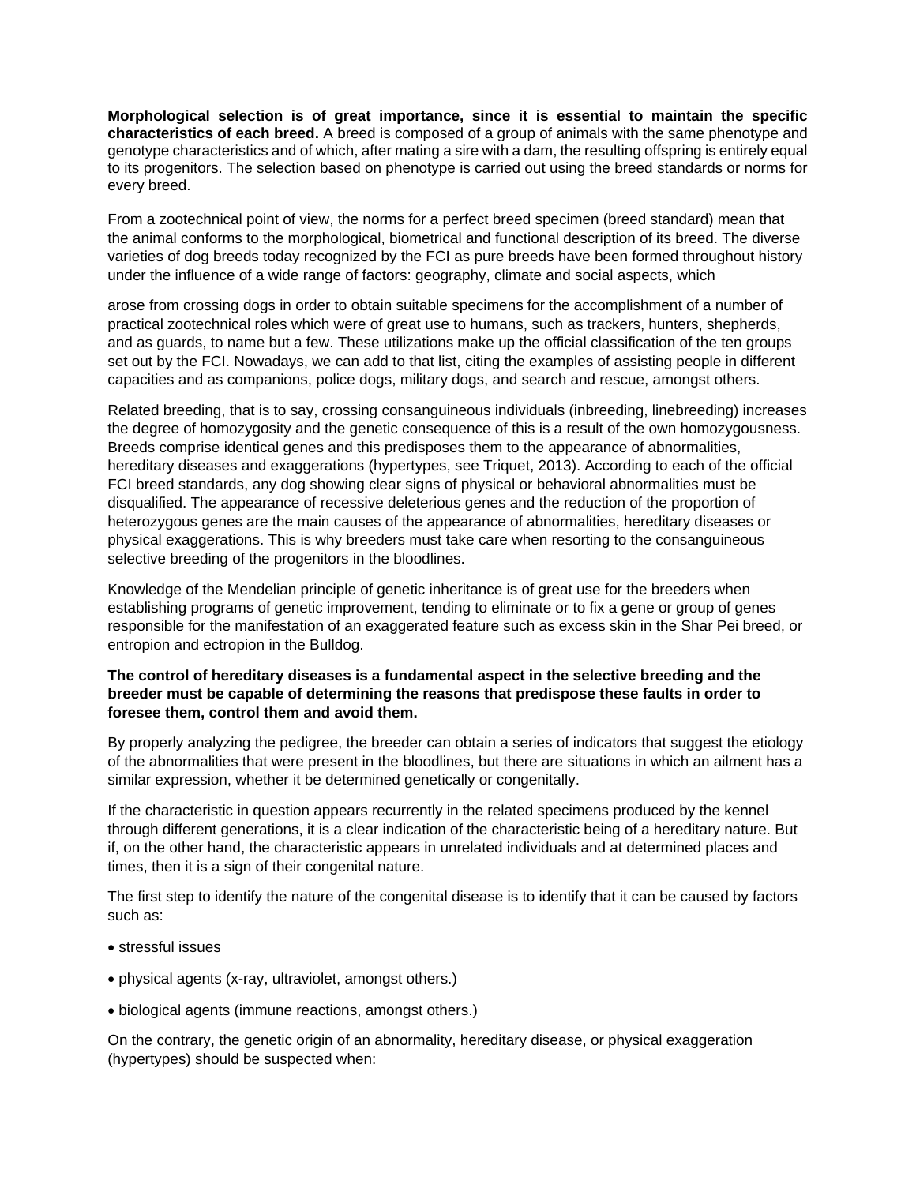**Morphological selection is of great importance, since it is essential to maintain the specific characteristics of each breed.** A breed is composed of a group of animals with the same phenotype and genotype characteristics and of which, after mating a sire with a dam, the resulting offspring is entirely equal to its progenitors. The selection based on phenotype is carried out using the breed standards or norms for every breed.

From a zootechnical point of view, the norms for a perfect breed specimen (breed standard) mean that the animal conforms to the morphological, biometrical and functional description of its breed. The diverse varieties of dog breeds today recognized by the FCI as pure breeds have been formed throughout history under the influence of a wide range of factors: geography, climate and social aspects, which

arose from crossing dogs in order to obtain suitable specimens for the accomplishment of a number of practical zootechnical roles which were of great use to humans, such as trackers, hunters, shepherds, and as guards, to name but a few. These utilizations make up the official classification of the ten groups set out by the FCI. Nowadays, we can add to that list, citing the examples of assisting people in different capacities and as companions, police dogs, military dogs, and search and rescue, amongst others.

Related breeding, that is to say, crossing consanguineous individuals (inbreeding, linebreeding) increases the degree of homozygosity and the genetic consequence of this is a result of the own homozygousness. Breeds comprise identical genes and this predisposes them to the appearance of abnormalities, hereditary diseases and exaggerations (hypertypes, see Triquet, 2013). According to each of the official FCI breed standards, any dog showing clear signs of physical or behavioral abnormalities must be disqualified. The appearance of recessive deleterious genes and the reduction of the proportion of heterozygous genes are the main causes of the appearance of abnormalities, hereditary diseases or physical exaggerations. This is why breeders must take care when resorting to the consanguineous selective breeding of the progenitors in the bloodlines.

Knowledge of the Mendelian principle of genetic inheritance is of great use for the breeders when establishing programs of genetic improvement, tending to eliminate or to fix a gene or group of genes responsible for the manifestation of an exaggerated feature such as excess skin in the Shar Pei breed, or entropion and ectropion in the Bulldog.

**The control of hereditary diseases is a fundamental aspect in the selective breeding and the breeder must be capable of determining the reasons that predispose these faults in order to foresee them, control them and avoid them.**

By properly analyzing the pedigree, the breeder can obtain a series of indicators that suggest the etiology of the abnormalities that were present in the bloodlines, but there are situations in which an ailment has a similar expression, whether it be determined genetically or congenitally.

If the characteristic in question appears recurrently in the related specimens produced by the kennel through different generations, it is a clear indication of the characteristic being of a hereditary nature. But if, on the other hand, the characteristic appears in unrelated individuals and at determined places and times, then it is a sign of their congenital nature.

The first step to identify the nature of the congenital disease is to identify that it can be caused by factors such as:

- stressful issues
- physical agents (x-ray, ultraviolet, amongst others.)
- biological agents (immune reactions, amongst others.)

On the contrary, the genetic origin of an abnormality, hereditary disease, or physical exaggeration (hypertypes) should be suspected when: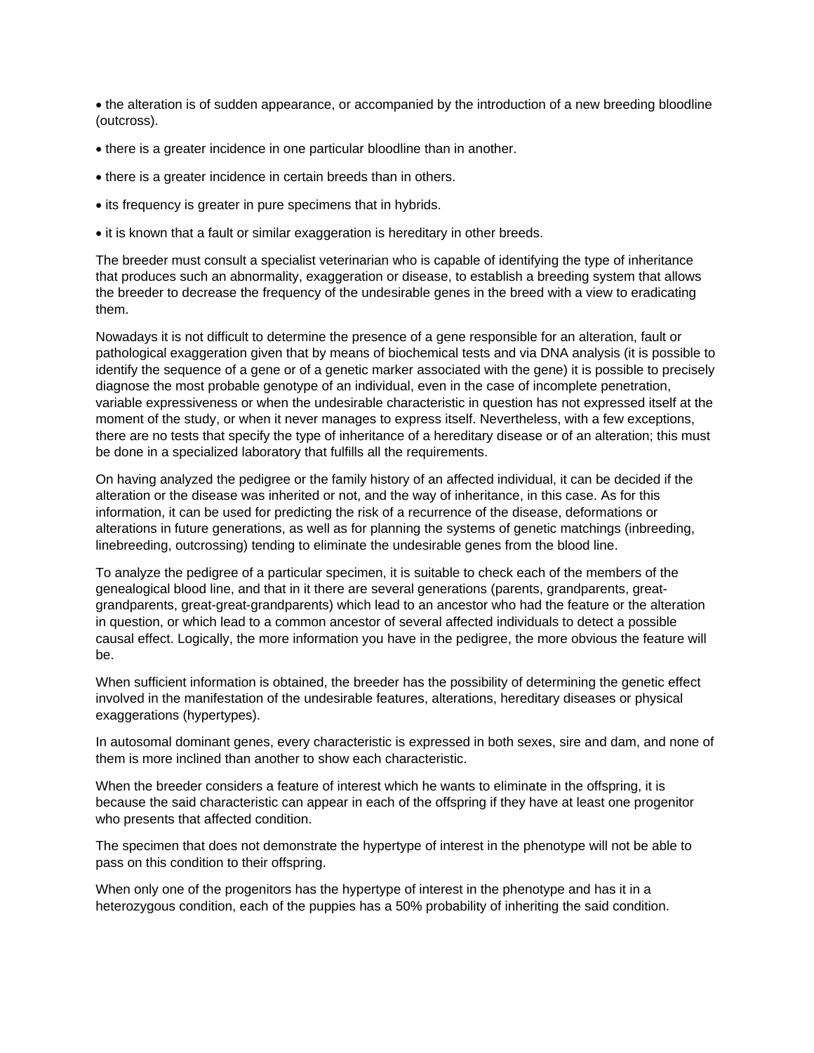- the alteration is of sudden appearance, or accompanied by the introduction of a new breeding bloodline (outcross).
- there is a greater incidence in one particular bloodline than in another.
- there is a greater incidence in certain breeds than in others.
- its frequency is greater in pure specimens that in hybrids.
- it is known that a fault or similar exaggeration is hereditary in other breeds.

The breeder must consult a specialist veterinarian who is capable of identifying the type of inheritance that produces such an abnormality, exaggeration or disease, to establish a breeding system that allows the breeder to decrease the frequency of the undesirable genes in the breed with a view to eradicating them.

Nowadays it is not difficult to determine the presence of a gene responsible for an alteration, fault or pathological exaggeration given that by means of biochemical tests and via DNA analysis (it is possible to identify the sequence of a gene or of a genetic marker associated with the gene) it is possible to precisely diagnose the most probable genotype of an individual, even in the case of incomplete penetration, variable expressiveness or when the undesirable characteristic in question has not expressed itself at the moment of the study, or when it never manages to express itself. Nevertheless, with a few exceptions, there are no tests that specify the type of inheritance of a hereditary disease or of an alteration; this must be done in a specialized laboratory that fulfills all the requirements.

On having analyzed the pedigree or the family history of an affected individual, it can be decided if the alteration or the disease was inherited or not, and the way of inheritance, in this case. As for this information, it can be used for predicting the risk of a recurrence of the disease, deformations or alterations in future generations, as well as for planning the systems of genetic matchings (inbreeding, linebreeding, outcrossing) tending to eliminate the undesirable genes from the blood line.

To analyze the pedigree of a particular specimen, it is suitable to check each of the members of the genealogical blood line, and that in it there are several generations (parents, grandparents, great-grandparents, great-great-grandparents) which lead to an ancestor who had the feature or the alteration in question, or which lead to a common ancestor of several affected individuals to detect a possible causal effect. Logically, the more information you have in the pedigree, the more obvious the feature will be.

When sufficient information is obtained, the breeder has the possibility of determining the genetic effect involved in the manifestation of the undesirable features, alterations, hereditary diseases or physical exaggerations (hypertypes).

In autosomal dominant genes, every characteristic is expressed in both sexes, sire and dam, and none of them is more inclined than another to show each characteristic.

When the breeder considers a feature of interest which he wants to eliminate in the offspring, it is because the said characteristic can appear in each of the offspring if they have at least one progenitor who presents that affected condition.

The specimen that does not demonstrate the hypertype of interest in the phenotype will not be able to pass on this condition to their offspring.

When only one of the progenitors has the hypertype of interest in the phenotype and has it in a heterozygous condition, each of the puppies has a 50% probability of inheriting the said condition.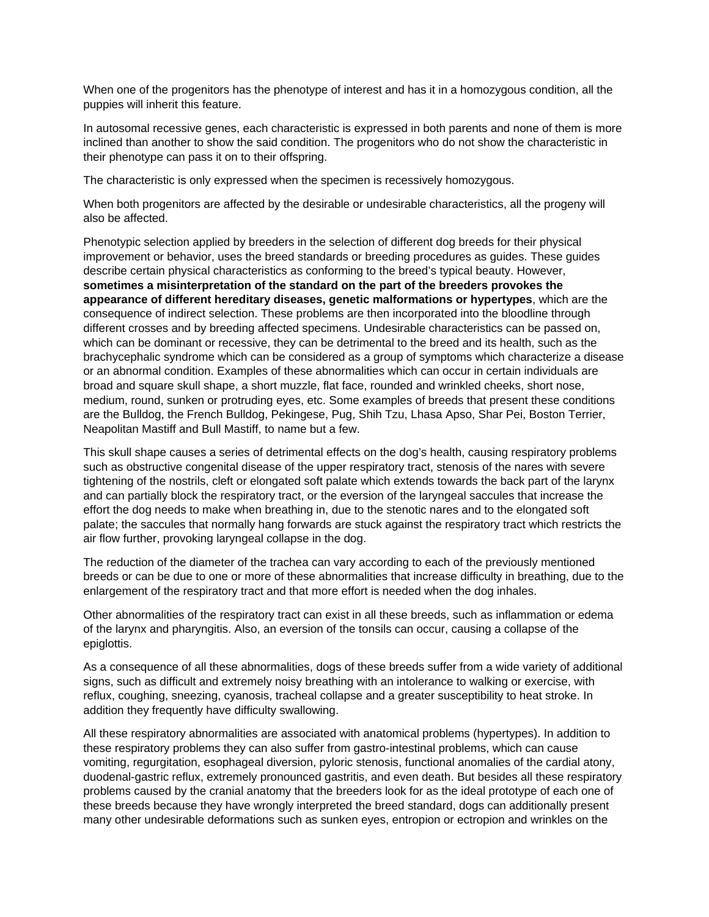When one of the progenitors has the phenotype of interest and has it in a homozygous condition, all the puppies will inherit this feature.

In autosomal recessive genes, each characteristic is expressed in both parents and none of them is more inclined than another to show the said condition. The progenitors who do not show the characteristic in their phenotype can pass it on to their offspring.

The characteristic is only expressed when the specimen is recessively homozygous.

When both progenitors are affected by the desirable or undesirable characteristics, all the progeny will also be affected.

Phenotypic selection applied by breeders in the selection of different dog breeds for their physical improvement or behavior, uses the breed standards or breeding procedures as guides. These guides describe certain physical characteristics as conforming to the breed's typical beauty. However, **sometimes a misinterpretation of the standard on the part of the breeders provokes the appearance of different hereditary diseases, genetic malformations or hypertypes**, which are the consequence of indirect selection. These problems are then incorporated into the bloodline through different crosses and by breeding affected specimens. Undesirable characteristics can be passed on, which can be dominant or recessive, they can be detrimental to the breed and its health, such as the brachycephalic syndrome which can be considered as a group of symptoms which characterize a disease or an abnormal condition. Examples of these abnormalities which can occur in certain individuals are broad and square skull shape, a short muzzle, flat face, rounded and wrinkled cheeks, short nose, medium, round, sunken or protruding eyes, etc. Some examples of breeds that present these conditions are the Bulldog, the French Bulldog, Pekingese, Pug, Shih Tzu, Lhasa Apso, Shar Pei, Boston Terrier, Neapolitan Mastiff and Bull Mastiff, to name but a few.

This skull shape causes a series of detrimental effects on the dog's health, causing respiratory problems such as obstructive congenital disease of the upper respiratory tract, stenosis of the nares with severe tightening of the nostrils, cleft or elongated soft palate which extends towards the back part of the larynx and can partially block the respiratory tract, or the eversion of the laryngeal saccules that increase the effort the dog needs to make when breathing in, due to the stenotic nares and to the elongated soft palate; the saccules that normally hang forwards are stuck against the respiratory tract which restricts the air flow further, provoking laryngeal collapse in the dog.

The reduction of the diameter of the trachea can vary according to each of the previously mentioned breeds or can be due to one or more of these abnormalities that increase difficulty in breathing, due to the enlargement of the respiratory tract and that more effort is needed when the dog inhales.

Other abnormalities of the respiratory tract can exist in all these breeds, such as inflammation or edema of the larynx and pharyngitis. Also, an eversion of the tonsils can occur, causing a collapse of the epiglottis.

As a consequence of all these abnormalities, dogs of these breeds suffer from a wide variety of additional signs, such as difficult and extremely noisy breathing with an intolerance to walking or exercise, with reflux, coughing, sneezing, cyanosis, tracheal collapse and a greater susceptibility to heat stroke. In addition they frequently have difficulty swallowing.

All these respiratory abnormalities are associated with anatomical problems (hypertypes). In addition to these respiratory problems they can also suffer from gastro-intestinal problems, which can cause vomiting, regurgitation, esophageal diversion, pyloric stenosis, functional anomalies of the cardial atony, duodenal-gastric reflux, extremely pronounced gastritis, and even death. But besides all these respiratory problems caused by the cranial anatomy that the breeders look for as the ideal prototype of each one of these breeds because they have wrongly interpreted the breed standard, dogs can additionally present many other undesirable deformations such as sunken eyes, entropion or ectropion and wrinkles on the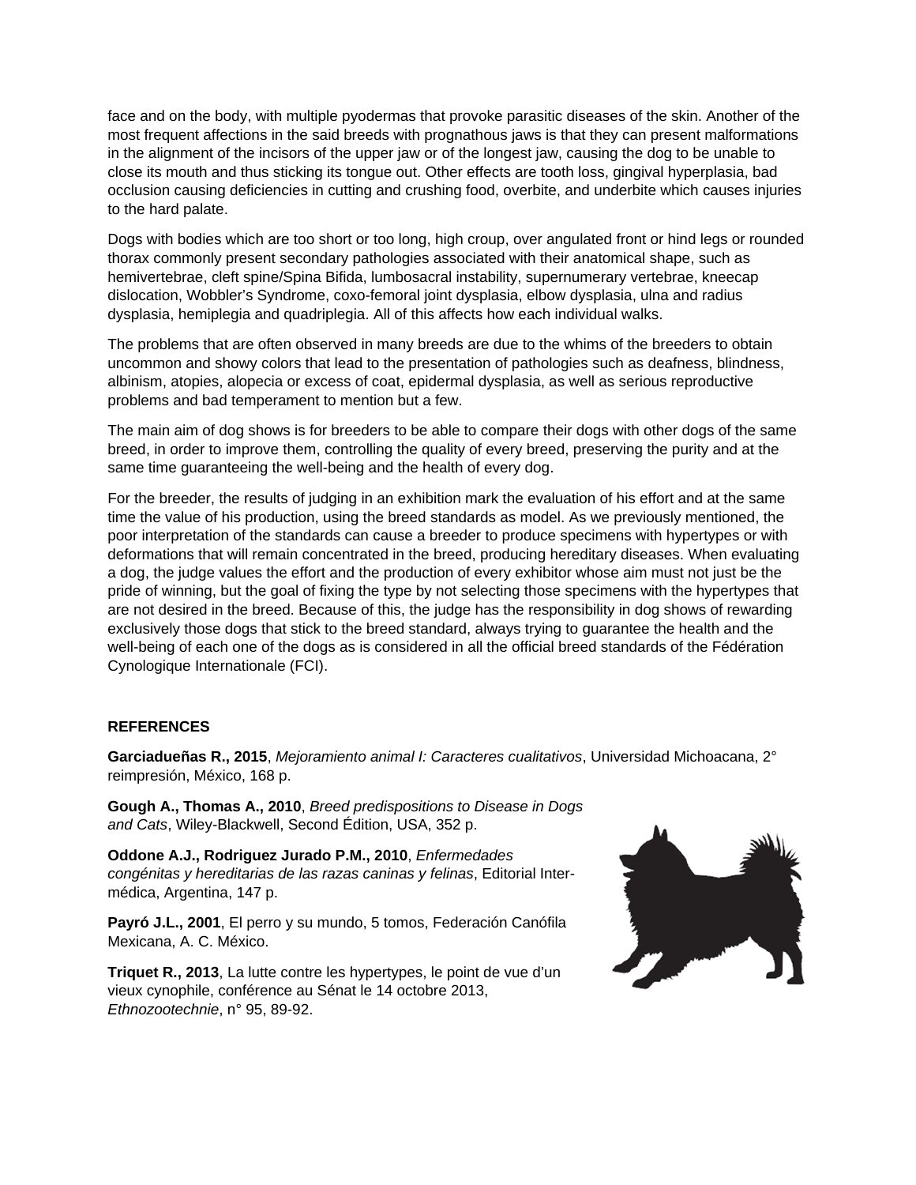face and on the body, with multiple pyodermas that provoke parasitic diseases of the skin. Another of the most frequent affections in the said breeds with prognathous jaws is that they can present malformations in the alignment of the incisors of the upper jaw or of the longest jaw, causing the dog to be unable to close its mouth and thus sticking its tongue out. Other effects are tooth loss, gingival hyperplasia, bad occlusion causing deficiencies in cutting and crushing food, overbite, and underbite which causes injuries to the hard palate.

Dogs with bodies which are too short or too long, high croup, over angulated front or hind legs or rounded thorax commonly present secondary pathologies associated with their anatomical shape, such as hemivertebrae, cleft spine/Spina Bifida, lumbosacral instability, supernumerary vertebrae, kneecap dislocation, Wobbler's Syndrome, coxo-femoral joint dysplasia, elbow dysplasia, ulna and radius dysplasia, hemiplegia and quadriplegia. All of this affects how each individual walks.

The problems that are often observed in many breeds are due to the whims of the breeders to obtain uncommon and showy colors that lead to the presentation of pathologies such as deafness, blindness, albinism, atopies, alopecia or excess of coat, epidermal dysplasia, as well as serious reproductive problems and bad temperament to mention but a few.

The main aim of dog shows is for breeders to be able to compare their dogs with other dogs of the same breed, in order to improve them, controlling the quality of every breed, preserving the purity and at the same time guaranteeing the well-being and the health of every dog.

For the breeder, the results of judging in an exhibition mark the evaluation of his effort and at the same time the value of his production, using the breed standards as model. As we previously mentioned, the poor interpretation of the standards can cause a breeder to produce specimens with hypertypes or with deformations that will remain concentrated in the breed, producing hereditary diseases. When evaluating a dog, the judge values the effort and the production of every exhibitor whose aim must not just be the pride of winning, but the goal of fixing the type by not selecting those specimens with the hypertypes that are not desired in the breed. Because of this, the judge has the responsibility in dog shows of rewarding exclusively those dogs that stick to the breed standard, always trying to guarantee the health and the well-being of each one of the dogs as is considered in all the official breed standards of the Fédération Cynologique Internationale (FCI).

**REFERENCES**

**Garciadueñas R., 2015**, *Mejoramiento animal I: Caracteres cualitativos*, Universidad Michoacana, 2° reimpresión, México, 168 p.

**Gough A., Thomas A., 2010**, *Breed predispositions to Disease in Dogs and Cats*, Wiley-Blackwell, Second Édition, USA, 352 p.

**Oddone A.J., Rodriguez Jurado P.M., 2010**, *Enfermedades congénitas y hereditarias de las razas caninas y felinas*, Editorial Inter-médica, Argentina, 147 p.

**Payró J.L., 2001**, El perro y su mundo, 5 tomos, Federación Canófila Mexicana, A. C. México.

**Triquet R., 2013**, La lutte contre les hypertypes, le point de vue d'un vieux cynophile, conférence au Sénat le 14 octobre 2013, *Ethnozootechnie*, n° 95, 89-92.